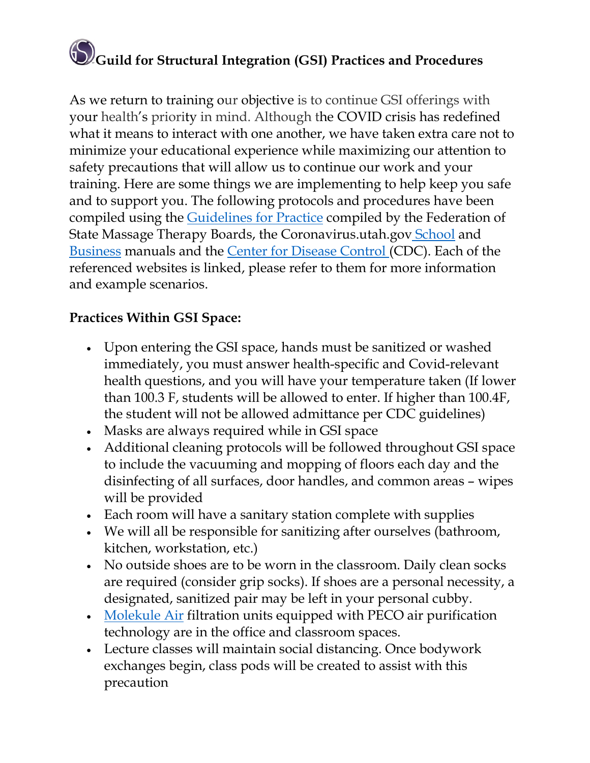# Guild for Structural Integration (GSI) Practices and Procedures

As we return to training our objective is to continue GSI offerings with your health's priority in mind. Although the COVID crisis has redefined what it means to interact with one another, we have taken extra care not to minimize your educational experience while maximizing our attention to safety precautions that will allow us to continue our work and your training. Here are some things we are implementing to help keep you safe and to support you. The following protocols and procedures have been compiled using the Guidelines for Practice compiled by the Federation of State Massage Therapy Boards, the Coronavirus.utah.gov School and Business manuals and the Center for Disease Control (CDC). Each of the referenced websites is linked, please refer to them for more information and example scenarios.

**Practices Within GSI Space:**

- Upon entering the GSI space, hands must be sanitized or washed immediately, you must answer health-specific and Covid-relevant health questions, and you will have your temperature taken (If lower than 100.3 F, students will be allowed to enter. If higher than 100.4F, the student will not be allowed admittance per CDC guidelines)
- Masks are always required while in GSI space
- Additional cleaning protocols will be followed throughout GSI space to include the vacuuming and mopping of floors each day and the disinfecting of all surfaces, door handles, and common areas – wipes will be provided
- Each room will have a sanitary station complete with supplies
- We will all be responsible for sanitizing after ourselves (bathroom, kitchen, workstation, etc.)
- No outside shoes are to be worn in the classroom. Daily clean socks are required (consider grip socks). If shoes are a personal necessity, a designated, sanitized pair may be left in your personal cubby.
- Molekule Air filtration units equipped with PECO air purification technology are in the office and classroom spaces.
- Lecture classes will maintain social distancing. Once bodywork exchanges begin, class pods will be created to assist with this precaution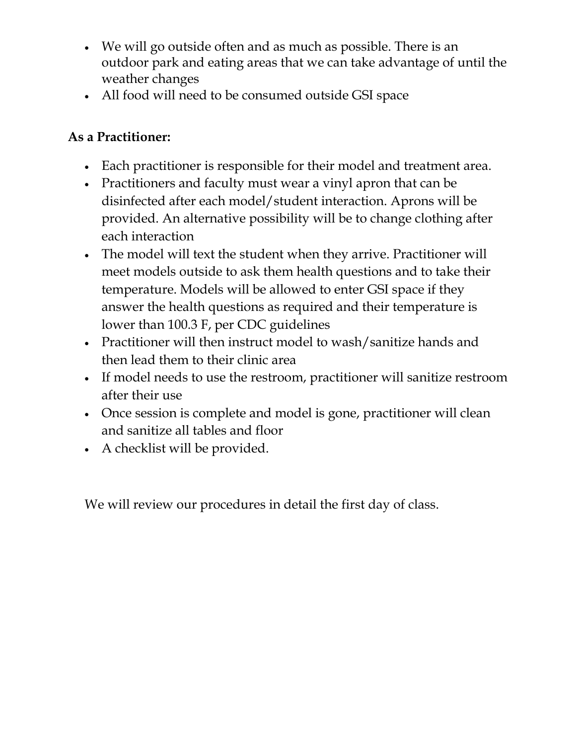- We will go outside often and as much as possible. There is an outdoor park and eating areas that we can take advantage of until the weather changes
- All food will need to be consumed outside GSI space

**As a Practitioner:**

- Each practitioner is responsible for their model and treatment area.
- Practitioners and faculty must wear a vinyl apron that can be disinfected after each model/student interaction. Aprons will be provided. An alternative possibility will be to change clothing after each interaction
- The model will text the student when they arrive. Practitioner will meet models outside to ask them health questions and to take their temperature. Models will be allowed to enter GSI space if they answer the health questions as required and their temperature is lower than 100.3 F, per CDC guidelines
- Practitioner will then instruct model to wash/sanitize hands and then lead them to their clinic area
- If model needs to use the restroom, practitioner will sanitize restroom after their use
- Once session is complete and model is gone, practitioner will clean and sanitize all tables and floor
- A checklist will be provided.

We will review our procedures in detail the first day of class.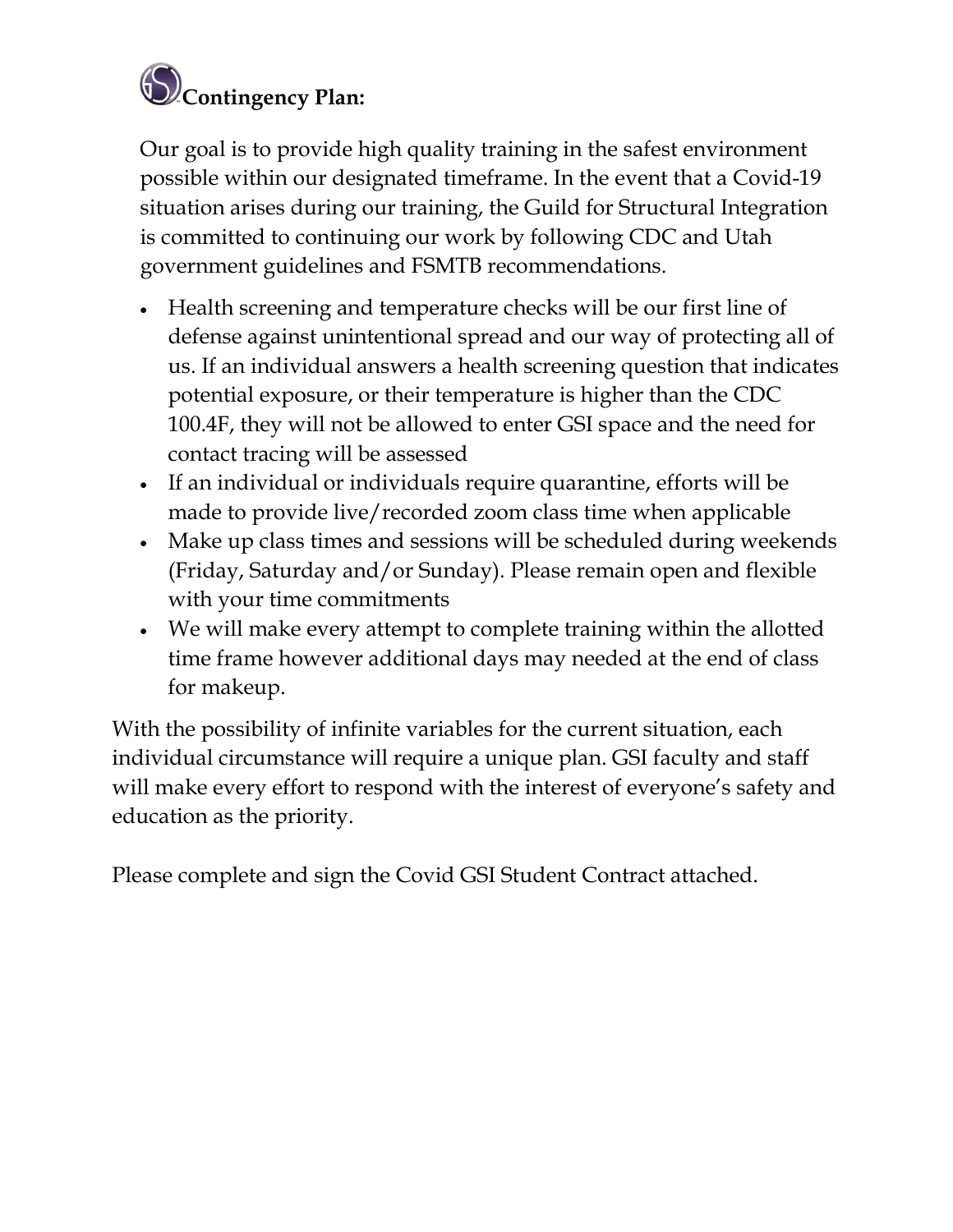# Contingency Plan:

Our goal is to provide high quality training in the safest environment possible within our designated timeframe. In the event that a Covid-19 situation arises during our training, the Guild for Structural Integration is committed to continuing our work by following CDC and Utah government guidelines and FSMTB recommendations.

- Health screening and temperature checks will be our first line of defense against unintentional spread and our way of protecting all of us. If an individual answers a health screening question that indicates potential exposure, or their temperature is higher than the CDC 100.4F, they will not be allowed to enter GSI space and the need for contact tracing will be assessed
- If an individual or individuals require quarantine, efforts will be made to provide live/recorded zoom class time when applicable
- Make up class times and sessions will be scheduled during weekends (Friday, Saturday and/or Sunday). Please remain open and flexible with your time commitments
- We will make every attempt to complete training within the allotted time frame however additional days may needed at the end of class for makeup.

With the possibility of infinite variables for the current situation, each individual circumstance will require a unique plan. GSI faculty and staff will make every effort to respond with the interest of everyone's safety and education as the priority.

Please complete and sign the Covid GSI Student Contract attached.